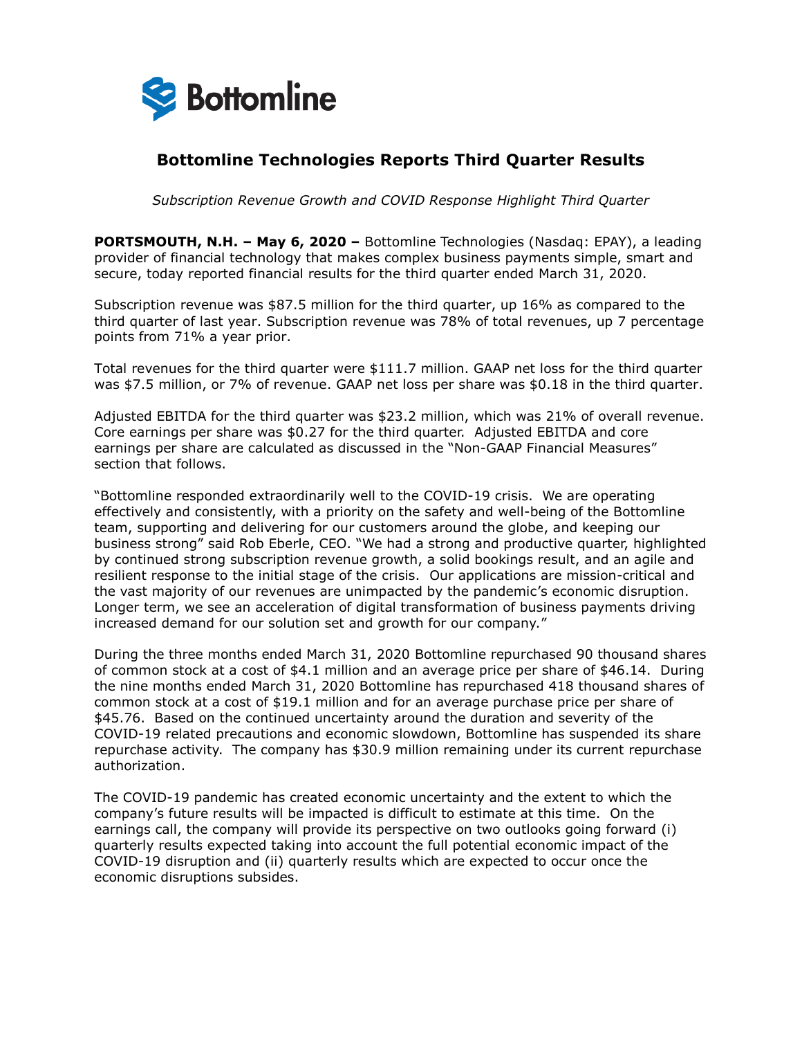# Bottomline Technologies Reports Third Quarter Results

*Subscription Revenue Growth and COVID Response Highlight Third Quarter*

**PORTSMOUTH, N.H. – May 6, 2020 –** Bottomline Technologies (Nasdaq: EPAY), a leading provider of financial technology that makes complex business payments simple, smart and secure, today reported financial results for the third quarter ended March 31, 2020.

Subscription revenue was $87.5 million for the third quarter, up 16% as compared to the third quarter of last year. Subscription revenue was 78% of total revenues, up 7 percentage points from 71% a year prior.

Total revenues for the third quarter were $111.7 million. GAAP net loss for the third quarter was $7.5 million, or 7% of revenue. GAAP net loss per share was $0.18 in the third quarter.

Adjusted EBITDA for the third quarter was $23.2 million, which was 21% of overall revenue. Core earnings per share was $0.27 for the third quarter. Adjusted EBITDA and core earnings per share are calculated as discussed in the "Non-GAAP Financial Measures" section that follows.

"Bottomline responded extraordinarily well to the COVID-19 crisis. We are operating effectively and consistently, with a priority on the safety and well-being of the Bottomline team, supporting and delivering for our customers around the globe, and keeping our business strong" said Rob Eberle, CEO. "We had a strong and productive quarter, highlighted by continued strong subscription revenue growth, a solid bookings result, and an agile and resilient response to the initial stage of the crisis. Our applications are mission-critical and the vast majority of our revenues are unimpacted by the pandemic's economic disruption. Longer term, we see an acceleration of digital transformation of business payments driving increased demand for our solution set and growth for our company."

During the three months ended March 31, 2020 Bottomline repurchased 90 thousand shares of common stock at a cost of $4.1 million and an average price per share of $46.14. During the nine months ended March 31, 2020 Bottomline has repurchased 418 thousand shares of common stock at a cost of $19.1 million and for an average purchase price per share of $45.76. Based on the continued uncertainty around the duration and severity of the COVID-19 related precautions and economic slowdown, Bottomline has suspended its share repurchase activity. The company has $30.9 million remaining under its current repurchase authorization.

The COVID-19 pandemic has created economic uncertainty and the extent to which the company's future results will be impacted is difficult to estimate at this time. On the earnings call, the company will provide its perspective on two outlooks going forward (i) quarterly results expected taking into account the full potential economic impact of the COVID-19 disruption and (ii) quarterly results which are expected to occur once the economic disruptions subsides.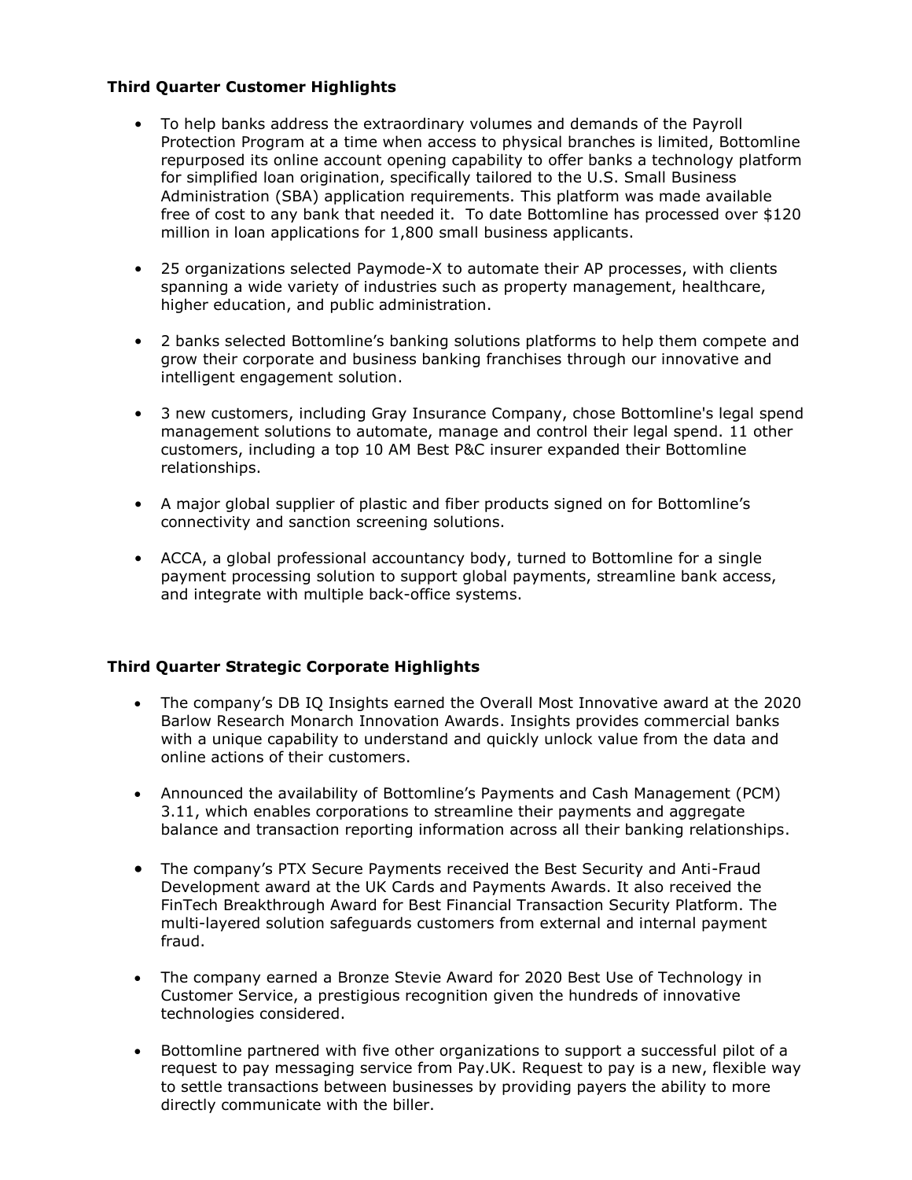**Third Quarter Customer Highlights**

- To help banks address the extraordinary volumes and demands of the Payroll Protection Program at a time when access to physical branches is limited, Bottomline repurposed its online account opening capability to offer banks a technology platform for simplified loan origination, specifically tailored to the U.S. Small Business Administration (SBA) application requirements. This platform was made available free of cost to any bank that needed it. To date Bottomline has processed over $120 million in loan applications for 1,800 small business applicants.

- 25 organizations selected Paymode-X to automate their AP processes, with clients spanning a wide variety of industries such as property management, healthcare, higher education, and public administration.

- 2 banks selected Bottomline's banking solutions platforms to help them compete and grow their corporate and business banking franchises through our innovative and intelligent engagement solution.

- 3 new customers, including Gray Insurance Company, chose Bottomline's legal spend management solutions to automate, manage and control their legal spend. 11 other customers, including a top 10 AM Best P&C insurer expanded their Bottomline relationships.

- A major global supplier of plastic and fiber products signed on for Bottomline's connectivity and sanction screening solutions.

- ACCA, a global professional accountancy body, turned to Bottomline for a single payment processing solution to support global payments, streamline bank access, and integrate with multiple back-office systems.

**Third Quarter Strategic Corporate Highlights**

- The company's DB IQ Insights earned the Overall Most Innovative award at the 2020 Barlow Research Monarch Innovation Awards. Insights provides commercial banks with a unique capability to understand and quickly unlock value from the data and online actions of their customers.

- Announced the availability of Bottomline's Payments and Cash Management (PCM) 3.11, which enables corporations to streamline their payments and aggregate balance and transaction reporting information across all their banking relationships.

- The company's PTX Secure Payments received the Best Security and Anti-Fraud Development award at the UK Cards and Payments Awards. It also received the FinTech Breakthrough Award for Best Financial Transaction Security Platform. The multi-layered solution safeguards customers from external and internal payment fraud.

- The company earned a Bronze Stevie Award for 2020 Best Use of Technology in Customer Service, a prestigious recognition given the hundreds of innovative technologies considered.

- Bottomline partnered with five other organizations to support a successful pilot of a request to pay messaging service from Pay.UK. Request to pay is a new, flexible way to settle transactions between businesses by providing payers the ability to more directly communicate with the biller.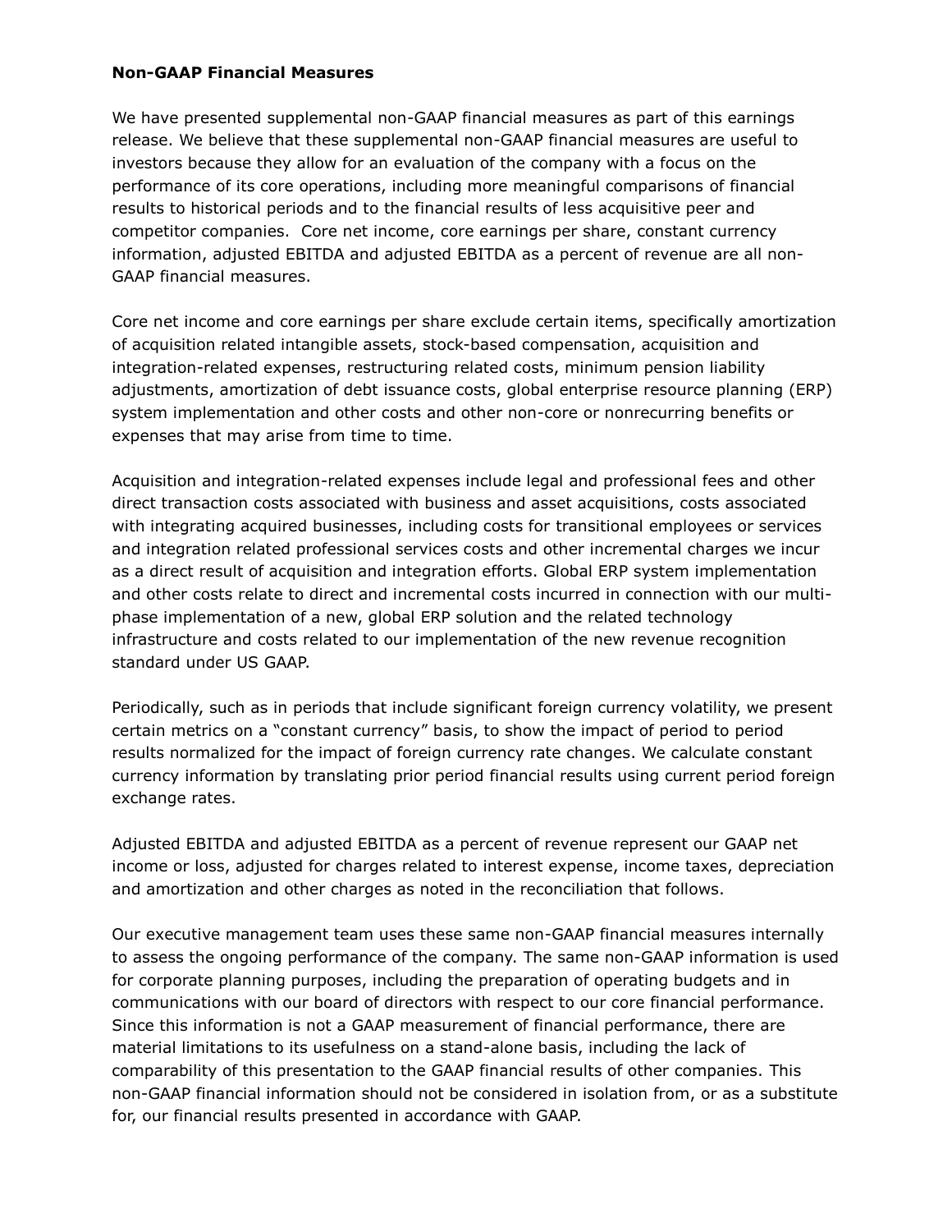**Non-GAAP Financial Measures**

We have presented supplemental non-GAAP financial measures as part of this earnings release. We believe that these supplemental non-GAAP financial measures are useful to investors because they allow for an evaluation of the company with a focus on the performance of its core operations, including more meaningful comparisons of financial results to historical periods and to the financial results of less acquisitive peer and competitor companies. Core net income, core earnings per share, constant currency information, adjusted EBITDA and adjusted EBITDA as a percent of revenue are all non-GAAP financial measures.

Core net income and core earnings per share exclude certain items, specifically amortization of acquisition related intangible assets, stock-based compensation, acquisition and integration-related expenses, restructuring related costs, minimum pension liability adjustments, amortization of debt issuance costs, global enterprise resource planning (ERP) system implementation and other costs and other non-core or nonrecurring benefits or expenses that may arise from time to time.

Acquisition and integration-related expenses include legal and professional fees and other direct transaction costs associated with business and asset acquisitions, costs associated with integrating acquired businesses, including costs for transitional employees or services and integration related professional services costs and other incremental charges we incur as a direct result of acquisition and integration efforts. Global ERP system implementation and other costs relate to direct and incremental costs incurred in connection with our multi-phase implementation of a new, global ERP solution and the related technology infrastructure and costs related to our implementation of the new revenue recognition standard under US GAAP.

Periodically, such as in periods that include significant foreign currency volatility, we present certain metrics on a "constant currency" basis, to show the impact of period to period results normalized for the impact of foreign currency rate changes. We calculate constant currency information by translating prior period financial results using current period foreign exchange rates.

Adjusted EBITDA and adjusted EBITDA as a percent of revenue represent our GAAP net income or loss, adjusted for charges related to interest expense, income taxes, depreciation and amortization and other charges as noted in the reconciliation that follows.

Our executive management team uses these same non-GAAP financial measures internally to assess the ongoing performance of the company. The same non-GAAP information is used for corporate planning purposes, including the preparation of operating budgets and in communications with our board of directors with respect to our core financial performance. Since this information is not a GAAP measurement of financial performance, there are material limitations to its usefulness on a stand-alone basis, including the lack of comparability of this presentation to the GAAP financial results of other companies. This non-GAAP financial information should not be considered in isolation from, or as a substitute for, our financial results presented in accordance with GAAP.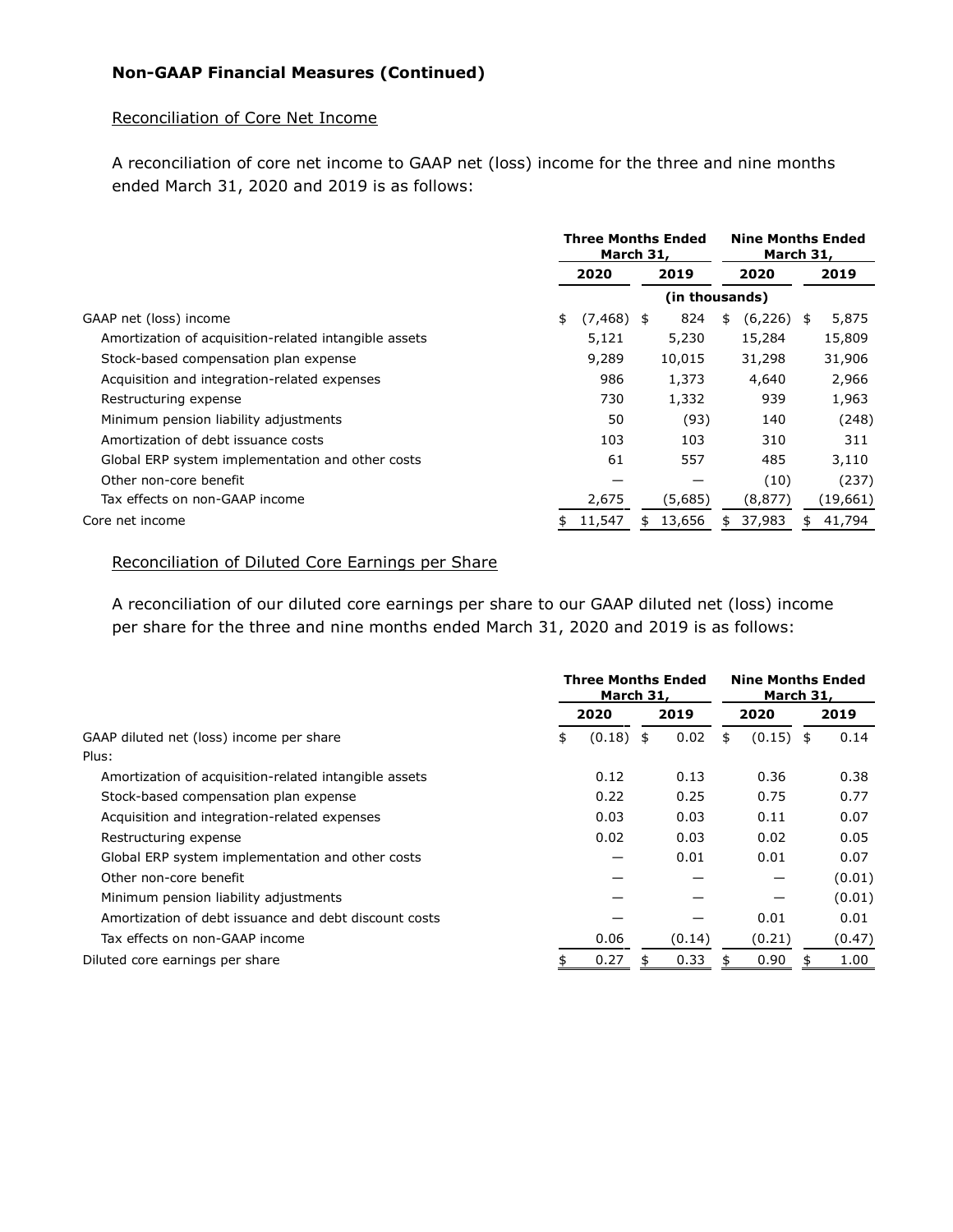**Non-GAAP Financial Measures (Continued)**

Reconciliation of Core Net Income

A reconciliation of core net income to GAAP net (loss) income for the three and nine months ended March 31, 2020 and 2019 is as follows:

| | Three Months Ended March 31, | | Nine Months Ended March 31, | |
|---|---|---|---|---|
| | 2020 | 2019 | 2020 | 2019 |
| | (in thousands) | | | |
| GAAP net (loss) income | $ (7,468) | $ 824 | $ (6,226) | $ 5,875 |
| Amortization of acquisition-related intangible assets | 5,121 | 5,230 | 15,284 | 15,809 |
| Stock-based compensation plan expense | 9,289 | 10,015 | 31,298 | 31,906 |
| Acquisition and integration-related expenses | 986 | 1,373 | 4,640 | 2,966 |
| Restructuring expense | 730 | 1,332 | 939 | 1,963 |
| Minimum pension liability adjustments | 50 | (93) | 140 | (248) |
| Amortization of debt issuance costs | 103 | 103 | 310 | 311 |
| Global ERP system implementation and other costs | 61 | 557 | 485 | 3,110 |
| Other non-core benefit | — | — | (10) | (237) |
| Tax effects on non-GAAP income | 2,675 | (5,685) | (8,877) | (19,661) |
| Core net income | $ 11,547 | $ 13,656 | $ 37,983 | $ 41,794 |

Reconciliation of Diluted Core Earnings per Share

A reconciliation of our diluted core earnings per share to our GAAP diluted net (loss) income per share for the three and nine months ended March 31, 2020 and 2019 is as follows:

| | Three Months Ended March 31, | | Nine Months Ended March 31, | |
|---|---|---|---|---|
| | 2020 | 2019 | 2020 | 2019 |
| GAAP diluted net (loss) income per share | $ (0.18) | $ 0.02 | $ (0.15) | $ 0.14 |
| Plus: | | | | |
| Amortization of acquisition-related intangible assets | 0.12 | 0.13 | 0.36 | 0.38 |
| Stock-based compensation plan expense | 0.22 | 0.25 | 0.75 | 0.77 |
| Acquisition and integration-related expenses | 0.03 | 0.03 | 0.11 | 0.07 |
| Restructuring expense | 0.02 | 0.03 | 0.02 | 0.05 |
| Global ERP system implementation and other costs | — | 0.01 | 0.01 | 0.07 |
| Other non-core benefit | — | — | — | (0.01) |
| Minimum pension liability adjustments | — | — | — | (0.01) |
| Amortization of debt issuance and debt discount costs | — | — | 0.01 | 0.01 |
| Tax effects on non-GAAP income | 0.06 | (0.14) | (0.21) | (0.47) |
| Diluted core earnings per share | $ 0.27 | $ 0.33 | $ 0.90 | $ 1.00 |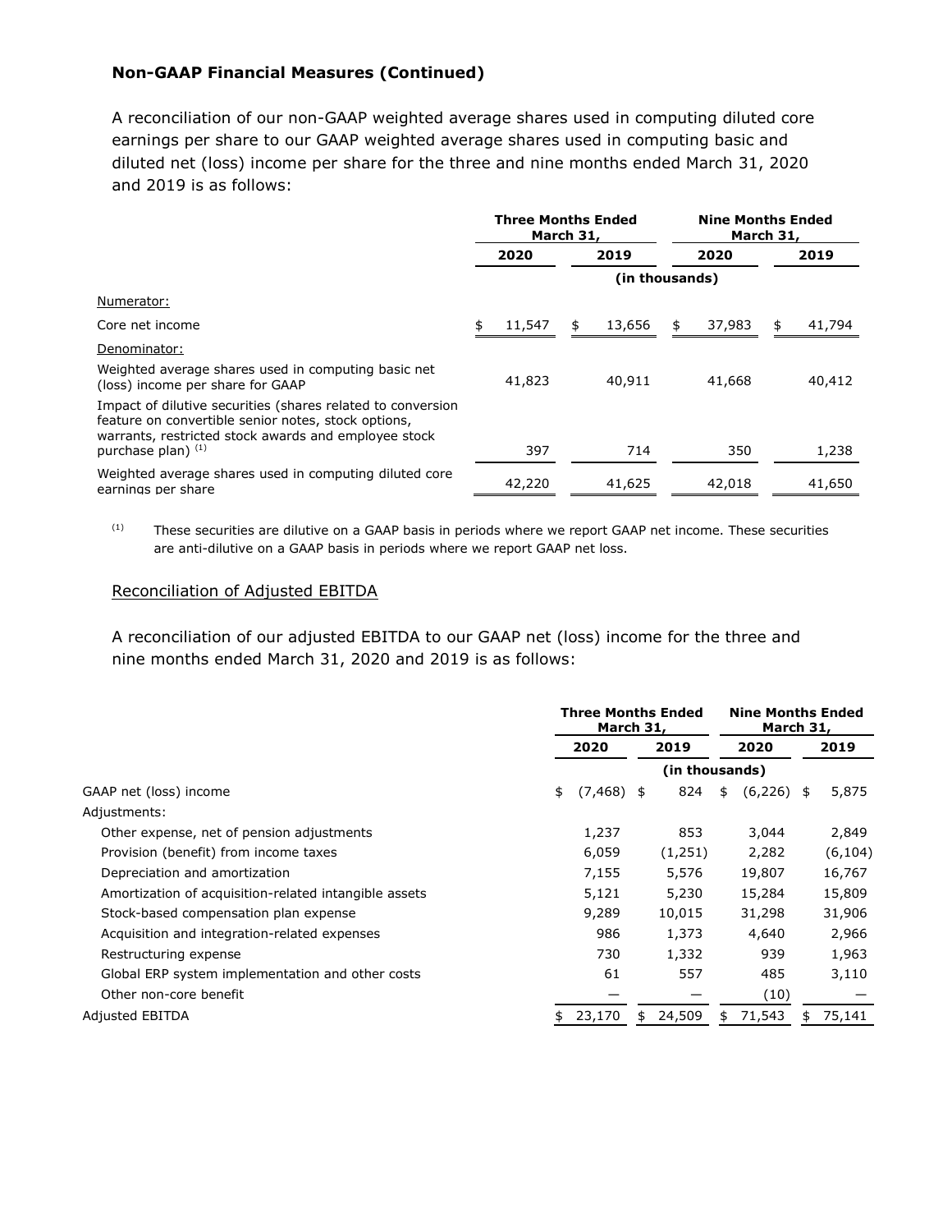### Non-GAAP Financial Measures (Continued)

A reconciliation of our non-GAAP weighted average shares used in computing diluted core earnings per share to our GAAP weighted average shares used in computing basic and diluted net (loss) income per share for the three and nine months ended March 31, 2020 and 2019 is as follows:

| | Three Months Ended March 31, | | Nine Months Ended March 31, | |
|---|---|---|---|---|
| | 2020 | 2019 | 2020 | 2019 |
| | (in thousands) | | | |
| Numerator: | | | | |
| Core net income | $ 11,547 | $ 13,656 | $ 37,983 | $ 41,794 |
| Denominator: | | | | |
| Weighted average shares used in computing basic net (loss) income per share for GAAP | 41,823 | 40,911 | 41,668 | 40,412 |
| Impact of dilutive securities (shares related to conversion feature on convertible senior notes, stock options, warrants, restricted stock awards and employee stock purchase plan) [(1)] | 397 | 714 | 350 | 1,238 |
| Weighted average shares used in computing diluted core earnings per share | 42,220 | 41,625 | 42,018 | 41,650 |

(1) These securities are dilutive on a GAAP basis in periods where we report GAAP net income. These securities are anti-dilutive on a GAAP basis in periods where we report GAAP net loss.

Reconciliation of Adjusted EBITDA

A reconciliation of our adjusted EBITDA to our GAAP net (loss) income for the three and nine months ended March 31, 2020 and 2019 is as follows:

| | Three Months Ended March 31, | | Nine Months Ended March 31, | |
|---|---|---|---|---|
| | 2020 | 2019 | 2020 | 2019 |
| | (in thousands) | | | |
| GAAP net (loss) income | $ (7,468) | $ 824 | $ (6,226) | $ 5,875 |
| Adjustments: | | | | |
| Other expense, net of pension adjustments | 1,237 | 853 | 3,044 | 2,849 |
| Provision (benefit) from income taxes | 6,059 | (1,251) | 2,282 | (6,104) |
| Depreciation and amortization | 7,155 | 5,576 | 19,807 | 16,767 |
| Amortization of acquisition-related intangible assets | 5,121 | 5,230 | 15,284 | 15,809 |
| Stock-based compensation plan expense | 9,289 | 10,015 | 31,298 | 31,906 |
| Acquisition and integration-related expenses | 986 | 1,373 | 4,640 | 2,966 |
| Restructuring expense | 730 | 1,332 | 939 | 1,963 |
| Global ERP system implementation and other costs | 61 | 557 | 485 | 3,110 |
| Other non-core benefit | — | — | (10) | — |
| Adjusted EBITDA | $ 23,170 | $ 24,509 | $ 71,543 | $ 75,141 |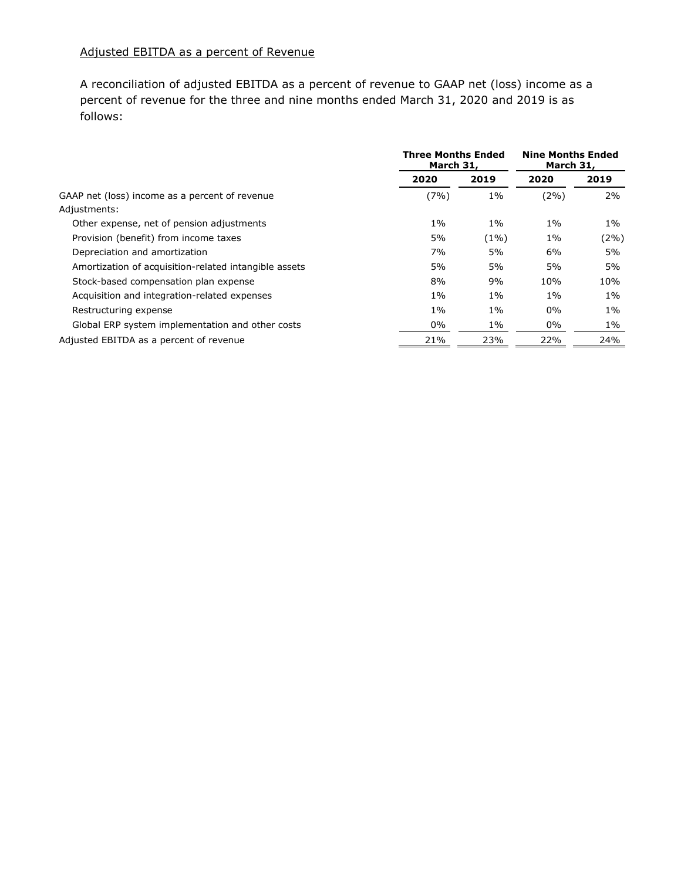Adjusted EBITDA as a percent of Revenue

A reconciliation of adjusted EBITDA as a percent of revenue to GAAP net (loss) income as a percent of revenue for the three and nine months ended March 31, 2020 and 2019 is as follows:

| | Three Months Ended March 31, | | Nine Months Ended March 31, | |
|---|---|---|---|---|
| | 2020 | 2019 | 2020 | 2019 |
| GAAP net (loss) income as a percent of revenue | (7%) | 1% | (2%) | 2% |
| Adjustments: | | | | |
| Other expense, net of pension adjustments | 1% | 1% | 1% | 1% |
| Provision (benefit) from income taxes | 5% | (1%) | 1% | (2%) |
| Depreciation and amortization | 7% | 5% | 6% | 5% |
| Amortization of acquisition-related intangible assets | 5% | 5% | 5% | 5% |
| Stock-based compensation plan expense | 8% | 9% | 10% | 10% |
| Acquisition and integration-related expenses | 1% | 1% | 1% | 1% |
| Restructuring expense | 1% | 1% | 0% | 1% |
| Global ERP system implementation and other costs | 0% | 1% | 0% | 1% |
| Adjusted EBITDA as a percent of revenue | 21% | 23% | 22% | 24% |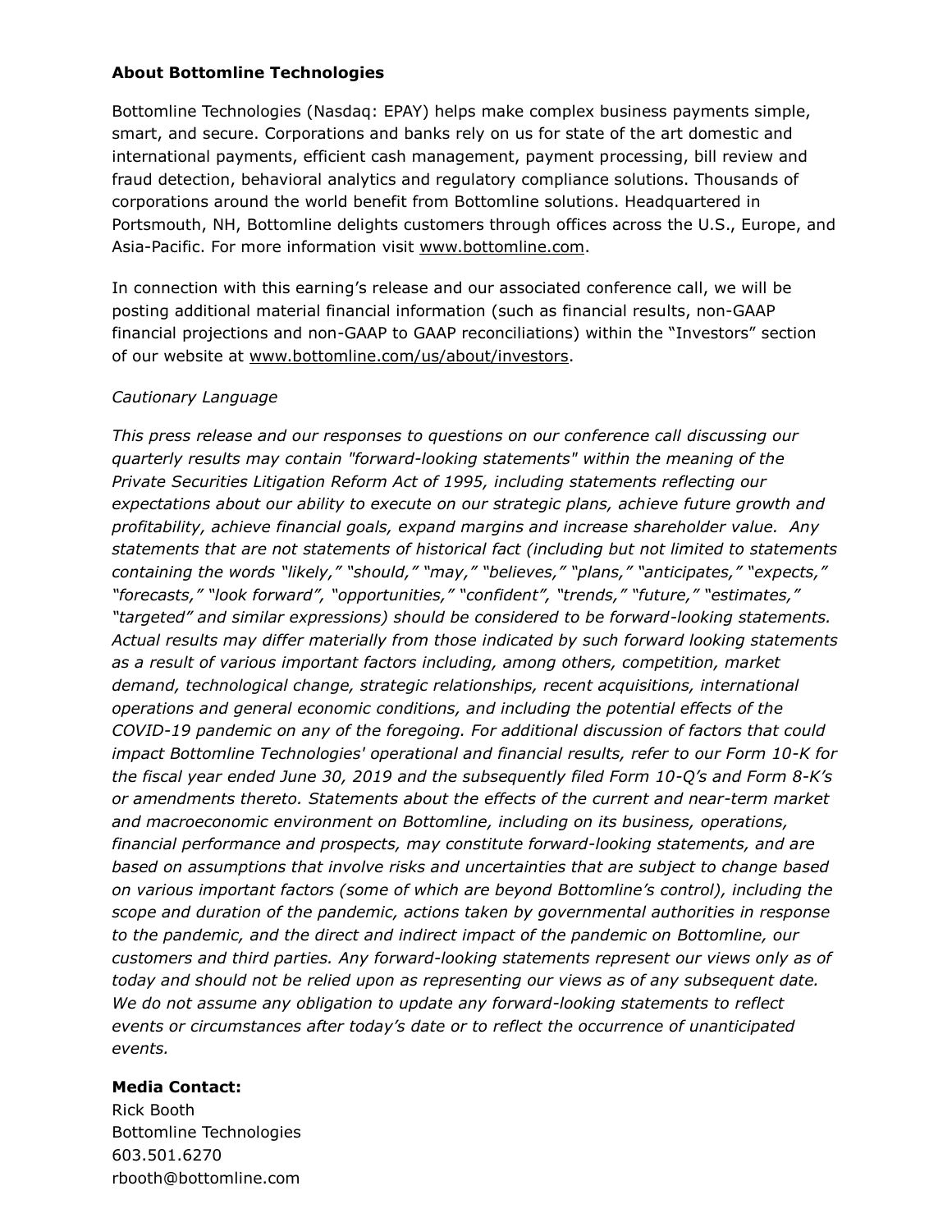**About Bottomline Technologies**

Bottomline Technologies (Nasdaq: EPAY) helps make complex business payments simple, smart, and secure. Corporations and banks rely on us for state of the art domestic and international payments, efficient cash management, payment processing, bill review and fraud detection, behavioral analytics and regulatory compliance solutions. Thousands of corporations around the world benefit from Bottomline solutions. Headquartered in Portsmouth, NH, Bottomline delights customers through offices across the U.S., Europe, and Asia-Pacific. For more information visit www.bottomline.com.

In connection with this earning's release and our associated conference call, we will be posting additional material financial information (such as financial results, non-GAAP financial projections and non-GAAP to GAAP reconciliations) within the "Investors" section of our website at www.bottomline.com/us/about/investors.

*Cautionary Language*

*This press release and our responses to questions on our conference call discussing our quarterly results may contain "forward-looking statements" within the meaning of the Private Securities Litigation Reform Act of 1995, including statements reflecting our expectations about our ability to execute on our strategic plans, achieve future growth and profitability, achieve financial goals, expand margins and increase shareholder value. Any statements that are not statements of historical fact (including but not limited to statements containing the words "likely," "should," "may," "believes," "plans," "anticipates," "expects," "forecasts," "look forward", "opportunities," "confident", "trends," "future," "estimates," "targeted" and similar expressions) should be considered to be forward-looking statements. Actual results may differ materially from those indicated by such forward looking statements as a result of various important factors including, among others, competition, market demand, technological change, strategic relationships, recent acquisitions, international operations and general economic conditions, and including the potential effects of the COVID-19 pandemic on any of the foregoing. For additional discussion of factors that could impact Bottomline Technologies' operational and financial results, refer to our Form 10-K for the fiscal year ended June 30, 2019 and the subsequently filed Form 10-Q's and Form 8-K's or amendments thereto. Statements about the effects of the current and near-term market and macroeconomic environment on Bottomline, including on its business, operations, financial performance and prospects, may constitute forward-looking statements, and are based on assumptions that involve risks and uncertainties that are subject to change based on various important factors (some of which are beyond Bottomline's control), including the scope and duration of the pandemic, actions taken by governmental authorities in response to the pandemic, and the direct and indirect impact of the pandemic on Bottomline, our customers and third parties. Any forward-looking statements represent our views only as of today and should not be relied upon as representing our views as of any subsequent date. We do not assume any obligation to update any forward-looking statements to reflect events or circumstances after today's date or to reflect the occurrence of unanticipated events.*

**Media Contact:**
Rick Booth
Bottomline Technologies
603.501.6270
rbooth@bottomline.com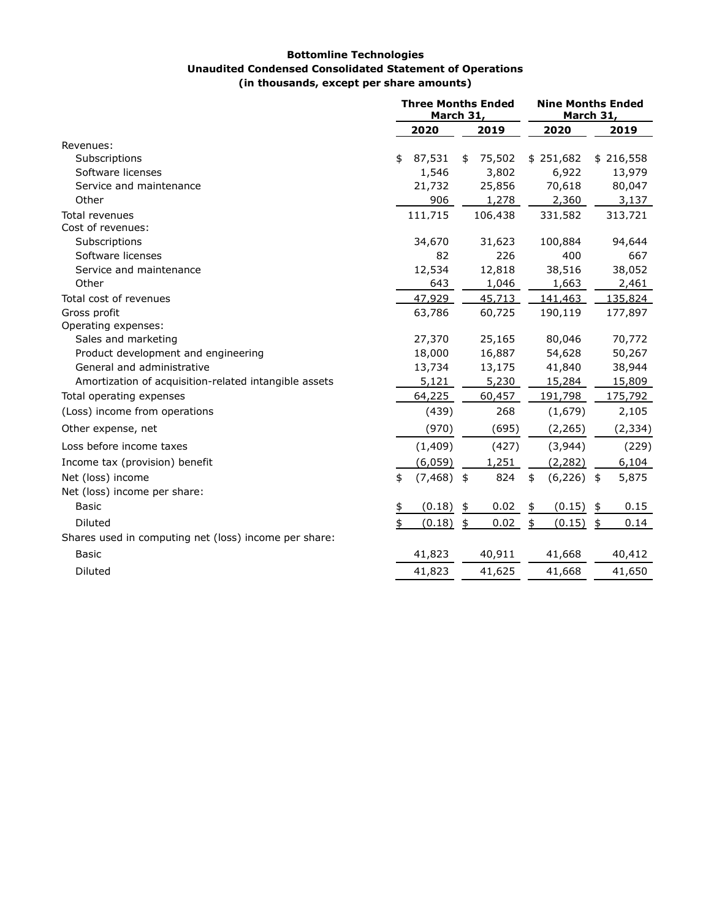**Bottomline Technologies**
**Unaudited Condensed Consolidated Statement of Operations**
**(in thousands, except per share amounts)**

| | Three Months Ended March 31, | | Nine Months Ended March 31, | |
|---|---|---|---|---|
| | 2020 | 2019 | 2020 | 2019 |
| Revenues: | | | | |
| Subscriptions | $ 87,531 | $ 75,502 | $ 251,682 | $ 216,558 |
| Software licenses | 1,546 | 3,802 | 6,922 | 13,979 |
| Service and maintenance | 21,732 | 25,856 | 70,618 | 80,047 |
| Other | 906 | 1,278 | 2,360 | 3,137 |
| Total revenues | 111,715 | 106,438 | 331,582 | 313,721 |
| Cost of revenues: | | | | |
| Subscriptions | 34,670 | 31,623 | 100,884 | 94,644 |
| Software licenses | 82 | 226 | 400 | 667 |
| Service and maintenance | 12,534 | 12,818 | 38,516 | 38,052 |
| Other | 643 | 1,046 | 1,663 | 2,461 |
| Total cost of revenues | 47,929 | 45,713 | 141,463 | 135,824 |
| Gross profit | 63,786 | 60,725 | 190,119 | 177,897 |
| Operating expenses: | | | | |
| Sales and marketing | 27,370 | 25,165 | 80,046 | 70,772 |
| Product development and engineering | 18,000 | 16,887 | 54,628 | 50,267 |
| General and administrative | 13,734 | 13,175 | 41,840 | 38,944 |
| Amortization of acquisition-related intangible assets | 5,121 | 5,230 | 15,284 | 15,809 |
| Total operating expenses | 64,225 | 60,457 | 191,798 | 175,792 |
| (Loss) income from operations | (439) | 268 | (1,679) | 2,105 |
| Other expense, net | (970) | (695) | (2,265) | (2,334) |
| Loss before income taxes | (1,409) | (427) | (3,944) | (229) |
| Income tax (provision) benefit | (6,059) | 1,251 | (2,282) | 6,104 |
| Net (loss) income | $ (7,468) | $ 824 | $ (6,226) | $ 5,875 |
| Net (loss) income per share: | | | | |
| Basic | $ (0.18) | $ 0.02 | $ (0.15) | $ 0.15 |
| Diluted | $ (0.18) | $ 0.02 | $ (0.15) | $ 0.14 |
| Shares used in computing net (loss) income per share: | | | | |
| Basic | 41,823 | 40,911 | 41,668 | 40,412 |
| Diluted | 41,823 | 41,625 | 41,668 | 41,650 |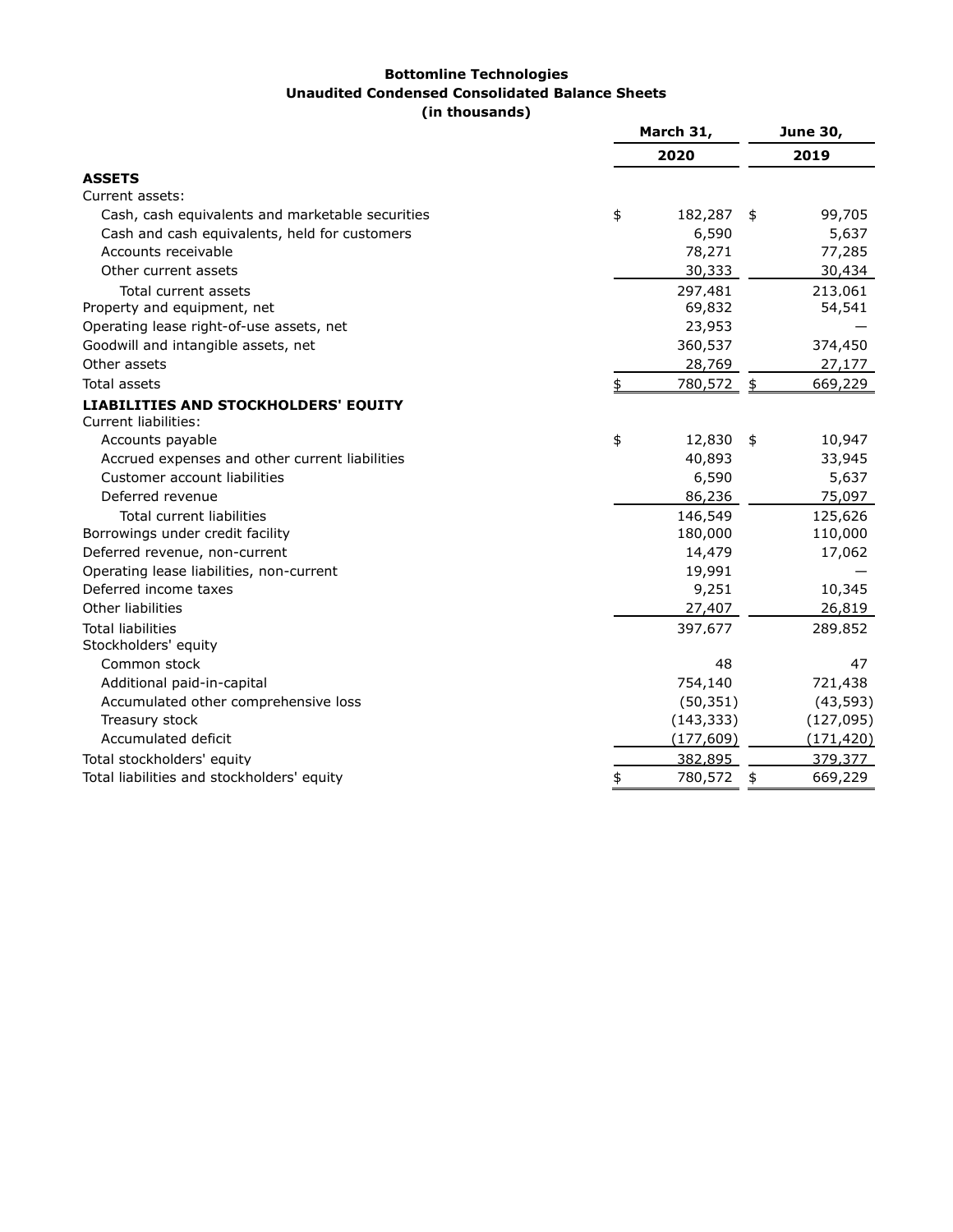**Bottomline Technologies**
**Unaudited Condensed Consolidated Balance Sheets**
**(in thousands)**

| | March 31, 2020 | June 30, 2019 |
|---|---|---|
| **ASSETS** | | |
| Current assets: | | |
| Cash, cash equivalents and marketable securities | $ 182,287 | $ 99,705 |
| Cash and cash equivalents, held for customers | 6,590 | 5,637 |
| Accounts receivable | 78,271 | 77,285 |
| Other current assets | 30,333 | 30,434 |
| Total current assets | 297,481 | 213,061 |
| Property and equipment, net | 69,832 | 54,541 |
| Operating lease right-of-use assets, net | 23,953 | — |
| Goodwill and intangible assets, net | 360,537 | 374,450 |
| Other assets | 28,769 | 27,177 |
| Total assets | $ 780,572 | $ 669,229 |
| **LIABILITIES AND STOCKHOLDERS' EQUITY** | | |
| Current liabilities: | | |
| Accounts payable | $ 12,830 | $ 10,947 |
| Accrued expenses and other current liabilities | 40,893 | 33,945 |
| Customer account liabilities | 6,590 | 5,637 |
| Deferred revenue | 86,236 | 75,097 |
| Total current liabilities | 146,549 | 125,626 |
| Borrowings under credit facility | 180,000 | 110,000 |
| Deferred revenue, non-current | 14,479 | 17,062 |
| Operating lease liabilities, non-current | 19,991 | — |
| Deferred income taxes | 9,251 | 10,345 |
| Other liabilities | 27,407 | 26,819 |
| Total liabilities | 397,677 | 289,852 |
| Stockholders' equity | | |
| Common stock | 48 | 47 |
| Additional paid-in-capital | 754,140 | 721,438 |
| Accumulated other comprehensive loss | (50,351) | (43,593) |
| Treasury stock | (143,333) | (127,095) |
| Accumulated deficit | (177,609) | (171,420) |
| Total stockholders' equity | 382,895 | 379,377 |
| Total liabilities and stockholders' equity | $ 780,572 | $ 669,229 |